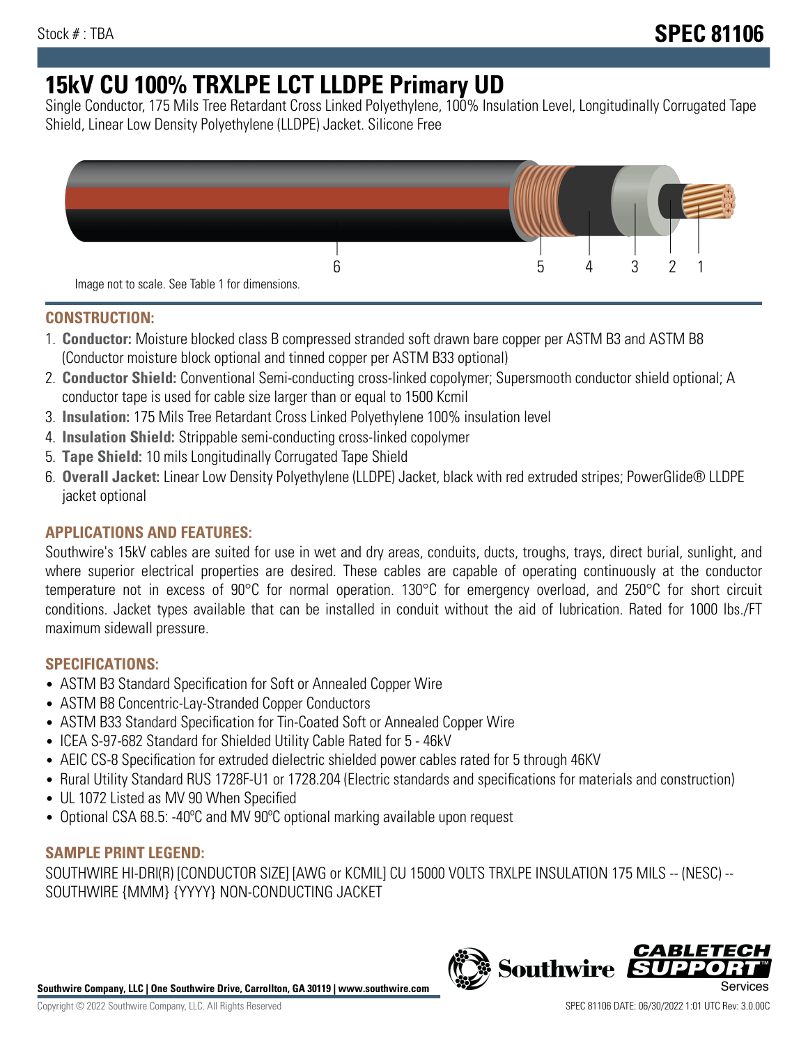Stock # : TBA

**SPEC 81106**

# 15kV CU 100% TRXLPE LCT LLDPE Primary UD

Single Conductor, 175 Mils Tree Retardant Cross Linked Polyethylene, 100% Insulation Level, Longitudinally Corrugated Tape Shield, Linear Low Density Polyethylene (LLDPE) Jacket. Silicone Free

6 5 4 3 2 1

Image not to scale. See Table 1 for dimensions.

## CONSTRUCTION:

1. **Conductor:** Moisture blocked class B compressed stranded soft drawn bare copper per ASTM B3 and ASTM B8 (Conductor moisture block optional and tinned copper per ASTM B33 optional)
2. **Conductor Shield:** Conventional Semi-conducting cross-linked copolymer; Supersmooth conductor shield optional; A conductor tape is used for cable size larger than or equal to 1500 Kcmil
3. **Insulation:** 175 Mils Tree Retardant Cross Linked Polyethylene 100% insulation level
4. **Insulation Shield:** Strippable semi-conducting cross-linked copolymer
5. **Tape Shield:** 10 mils Longitudinally Corrugated Tape Shield
6. **Overall Jacket:** Linear Low Density Polyethylene (LLDPE) Jacket, black with red extruded stripes; PowerGlide® LLDPE jacket optional

## APPLICATIONS AND FEATURES:

Southwire's 15kV cables are suited for use in wet and dry areas, conduits, ducts, troughs, trays, direct burial, sunlight, and where superior electrical properties are desired. These cables are capable of operating continuously at the conductor temperature not in excess of 90°C for normal operation. 130°C for emergency overload, and 250°C for short circuit conditions. Jacket types available that can be installed in conduit without the aid of lubrication. Rated for 1000 lbs./FT maximum sidewall pressure.

## SPECIFICATIONS:

- ASTM B3 Standard Specification for Soft or Annealed Copper Wire
- ASTM B8 Concentric-Lay-Stranded Copper Conductors
- ASTM B33 Standard Specification for Tin-Coated Soft or Annealed Copper Wire
- ICEA S-97-682 Standard for Shielded Utility Cable Rated for 5 - 46kV
- AEIC CS-8 Specification for extruded dielectric shielded power cables rated for 5 through 46KV
- Rural Utility Standard RUS 1728F-U1 or 1728.204 (Electric standards and specifications for materials and construction)
- UL 1072 Listed as MV 90 When Specified
- Optional CSA 68.5: -40ºC and MV 90ºC optional marking available upon request

## SAMPLE PRINT LEGEND:

SOUTHWIRE HI-DRI(R) [CONDUCTOR SIZE] [AWG or KCMIL] CU 15000 VOLTS TRXLPE INSULATION 175 MILS -- (NESC) -- SOUTHWIRE {MMM} {YYYY} NON-CONDUCTING JACKET

**Southwire Company, LLC | One Southwire Drive, Carrollton, GA 30119 | www.southwire.com**

Copyright © 2022 Southwire Company, LLC. All Rights Reserved

SPEC 81106 DATE: 06/30/2022 1:01 UTC Rev: 3.0.00C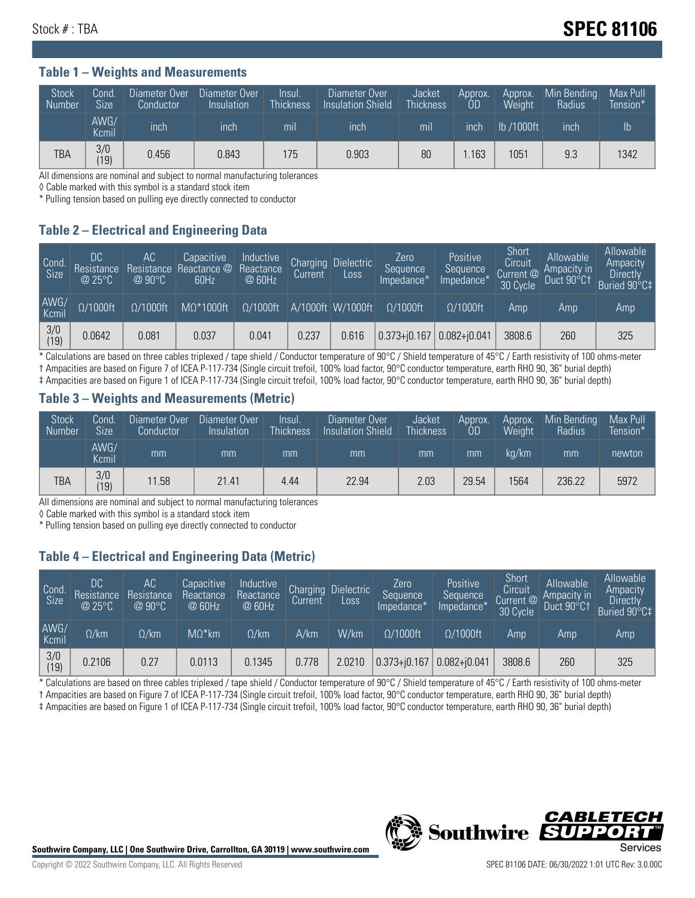Stock # : TBA

# SPEC 81106

## Table 1 – Weights and Measurements

| Stock Number | Cond. Size | Diameter Over Conductor | Diameter Over Insulation | Insul. Thickness | Diameter Over Insulation Shield | Jacket Thickness | Approx. OD | Approx. Weight | Min Bending Radius | Max Pull Tension* |
|---|---|---|---|---|---|---|---|---|---|---|
| | AWG/ Kcmil | inch | inch | mil | inch | mil | inch | lb /1000ft | inch | lb |
| TBA | 3/0 (19) | 0.456 | 0.843 | 175 | 0.903 | 80 | 1.163 | 1051 | 9.3 | 1342 |

All dimensions are nominal and subject to normal manufacturing tolerances

◊ Cable marked with this symbol is a standard stock item

* Pulling tension based on pulling eye directly connected to conductor

## Table 2 – Electrical and Engineering Data

| Cond. Size | DC Resistance @ 25°C | AC Resistance @ 90°C | Capacitive Reactance @ 60Hz | Inductive Reactance @ 60Hz | Charging Current | Dielectric Loss | Zero Sequence Impedance* | Positive Sequence Impedance* | Short Circuit Current @ 30 Cycle | Allowable Ampacity in Duct 90°C† | Allowable Ampacity Directly Buried 90°C‡ |
|---|---|---|---|---|---|---|---|---|---|---|---|
| AWG/ Kcmil | Ω/1000ft | Ω/1000ft | MΩ*1000ft | Ω/1000ft | A/1000ft | W/1000ft | Ω/1000ft | Ω/1000ft | Amp | Amp | Amp |
| 3/0 (19) | 0.0642 | 0.081 | 0.037 | 0.041 | 0.237 | 0.616 | 0.373+j0.167 | 0.082+j0.041 | 3808.6 | 260 | 325 |

* Calculations are based on three cables triplexed / tape shield / Conductor temperature of 90°C / Shield temperature of 45°C / Earth resistivity of 100 ohms-meter

† Ampacities are based on Figure 7 of ICEA P-117-734 (Single circuit trefoil, 100% load factor, 90°C conductor temperature, earth RHO 90, 36" burial depth)

‡ Ampacities are based on Figure 1 of ICEA P-117-734 (Single circuit trefoil, 100% load factor, 90°C conductor temperature, earth RHO 90, 36" burial depth)

## Table 3 – Weights and Measurements (Metric)

| Stock Number | Cond. Size | Diameter Over Conductor | Diameter Over Insulation | Insul. Thickness | Diameter Over Insulation Shield | Jacket Thickness | Approx. OD | Approx. Weight | Min Bending Radius | Max Pull Tension* |
|---|---|---|---|---|---|---|---|---|---|---|
| | AWG/ Kcmil | mm | mm | mm | mm | mm | mm | kg/km | mm | newton |
| TBA | 3/0 (19) | 11.58 | 21.41 | 4.44 | 22.94 | 2.03 | 29.54 | 1564 | 236.22 | 5972 |

All dimensions are nominal and subject to normal manufacturing tolerances

◊ Cable marked with this symbol is a standard stock item

* Pulling tension based on pulling eye directly connected to conductor

## Table 4 – Electrical and Engineering Data (Metric)

| Cond. Size | DC Resistance @ 25°C | AC Resistance @ 90°C | Capacitive Reactance @ 60Hz | Inductive Reactance @ 60Hz | Charging Current | Dielectric Loss | Zero Sequence Impedance* | Positive Sequence Impedance* | Short Circuit Current @ 30 Cycle | Allowable Ampacity in Duct 90°C† | Allowable Ampacity Directly Buried 90°C‡ |
|---|---|---|---|---|---|---|---|---|---|---|---|
| AWG/ Kcmil | Ω/km | Ω/km | MΩ*km | Ω/km | A/km | W/km | Ω/1000ft | Ω/1000ft | Amp | Amp | Amp |
| 3/0 (19) | 0.2106 | 0.27 | 0.0113 | 0.1345 | 0.778 | 2.0210 | 0.373+j0.167 | 0.082+j0.041 | 3808.6 | 260 | 325 |

* Calculations are based on three cables triplexed / tape shield / Conductor temperature of 90°C / Shield temperature of 45°C / Earth resistivity of 100 ohms-meter

† Ampacities are based on Figure 7 of ICEA P-117-734 (Single circuit trefoil, 100% load factor, 90°C conductor temperature, earth RHO 90, 36" burial depth)

‡ Ampacities are based on Figure 1 of ICEA P-117-734 (Single circuit trefoil, 100% load factor, 90°C conductor temperature, earth RHO 90, 36" burial depth)

**Southwire Company, LLC | One Southwire Drive, Carrollton, GA 30119 | www.southwire.com**

Copyright © 2022 Southwire Company, LLC. All Rights Reserved

SPEC 81106 DATE: 06/30/2022 1:01 UTC Rev: 3.0.00C